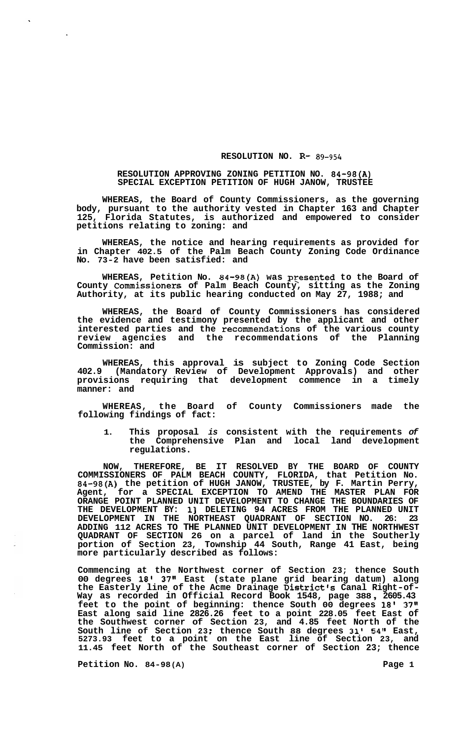# RESOLUTION NO. R- 89-954

## RESOLUTION APPROVING ZONING PETITION NO. 84-98(A) SPECIAL EXCEPTION PETITION OF HUGH JANOW, TRUSTEE

**WHEREAS, the Board of County Commissioners, as the governing body, pursuant to the authority vested in Chapter 163 and Chapter 125, Florida Statutes, is authorized and empowered to consider petitions relating to zoning: and**

**WHEREAS, the notice and hearing requirements as provided for in Chapter 402.5 of the Palm Beach County Zoning Code Ordinance No. 73-2 have been satisfied: and**

**WHEREAS, Petition No. 84-98(A) was presented to the Board of County Commissioners of Palm Beach County, sitting as the Zoning Authority, at its public hearing conducted on May 27, 1988; and**

**WHEREAS, the Board of County Commissioners has considered the evidence and testimony presented by the applicant and other interested parties and the recommendations of the various county review agencies and the recommendations of the Planning Commission: and**

**WHEREAS, this approval is subject to Zoning Code Section 402.9 (Mandatory Review of Development Approvals) and other provisions requiring that development commence in a timely manner: and**

**WHEREAS, the Board of County Commissioners made the following findings of fact:**

1. **This proposal *is* consistent with the requirements *of* the Comprehensive Plan and local land development regulations.**

**NOW, THEREFORE, BE IT RESOLVED BY THE BOARD OF COUNTY COMMISSIONERS OF PALM BEACH COUNTY, FLORIDA, that Petition No. 84-98(A) the petition of HUGH JANOW, TRUSTEE, by F. Martin Perry, Agent, for a SPECIAL EXCEPTION TO AMEND THE MASTER PLAN FOR ORANGE POINT PLANNED UNIT DEVELOPMENT TO CHANGE THE BOUNDARIES OF THE DEVELOPMENT BY: 1] DELETING 94 ACRES FROM THE PLANNED UNIT DEVELOPMENT IN THE NORTHEAST QUADRANT OF SECTION NO. 26: 23 ADDING 112 ACRES TO THE PLANNED UNIT DEVELOPMENT IN THE NORTHWEST QUADRANT OF SECTION 26 on a parcel of land in the Southerly portion of Section 23, Township 44 South, Range 41 East, being more particularly described as follows:**

**Commencing at the Northwest corner of Section 23; thence South 00 degrees 18' 37" East (state plane grid bearing datum) along the Easterly line of the Acme Drainage District's Canal Right-of-Way as recorded in Official Record Book 1548, page 388, 2605.43 feet to the point of beginning: thence South 00 degrees 18' 37" East along said line 2826.26 feet to a point 228.05 feet East of the Southwest corner of Section 23, and 4.85 feet North of the South line of Section 23; thence South 88 degrees 31' 54" East, 5273.93 feet to a point on the East line of Section 23, and 11.45 feet North of the Southeast corner of Section 23; thence**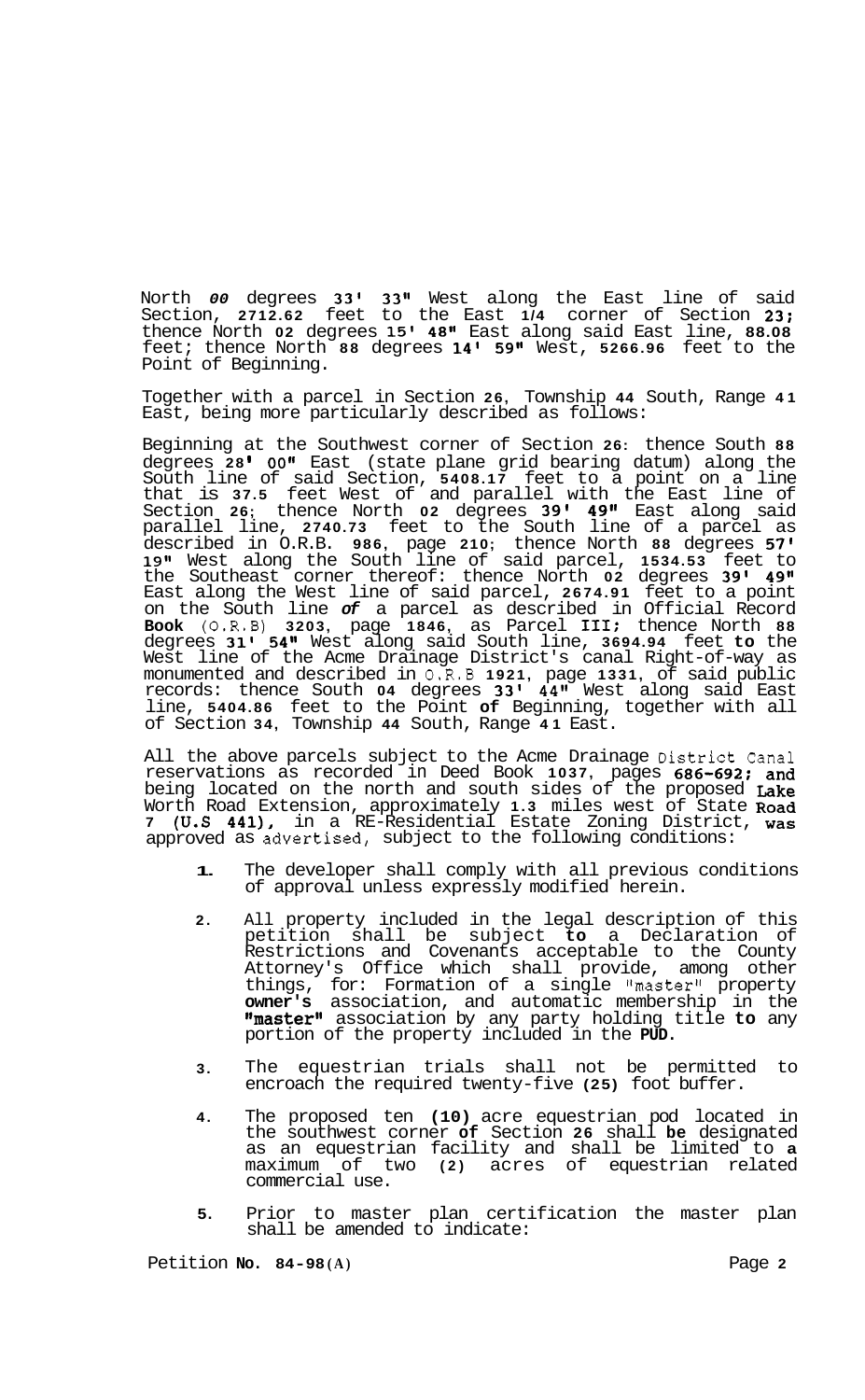North 00 degrees 33' 33" West along the East line of said Section, 2712.62 feet to the East 1/4 corner of Section 23; thence North 02 degrees 15' 48" East along said East line, 88.08 feet; thence North 88 degrees 14' 59" West, 5266.96 feet to the Point of Beginning.

Together with a parcel in Section 26, Township 44 South, Range 41 East, being more particularly described as follows:

Beginning at the Southwest corner of Section 26: thence South 88 degrees 28' 00" East (state plane grid bearing datum) along the South line of said Section, 5408.17 feet to a point on a line that is 37.5 feet West of and parallel with the East line of Section 26; thence North 02 degrees 39' 49" East along said parallel line, 2740.73 feet to the South line of a parcel as described in O.R.B. 986, page 210; thence North 88 degrees 57' 19" West along the South line of said parcel, 1534.53 feet to the Southeast corner thereof: thence North 02 degrees 39' 49" East along the West line of said parcel, 2674.91 feet to a point on the South line *of* a parcel as described in Official Record **Book** (O.R.B) 3203, page 1846, as Parcel III; thence North 88 degrees 31' 54" West along said South line, 3694.94 feet **to** the West line of the Acme Drainage District's canal Right-of-way as monumented and described in O.R.B 1921, page 1331, of said public records: thence South 04 degrees 33' 44" West along said East line, 5404.86 feet to the Point **of** Beginning, together with all of Section 34, Township 44 South, Range 41 East.

All the above parcels subject to the Acme Drainage District Canal reservations as recorded in Deed Book 1037, pages 686-692; and being located on the north and south sides of the proposed Lake Worth Road Extension, approximately 1.3 miles west of State Road 7 (U.S 441), in a RE-Residential Estate Zoning District, was approved as advertised, subject to the following conditions:

1. The developer shall comply with all previous conditions of approval unless expressly modified herein.

2. All property included in the legal description of this petition shall be subject **to** a Declaration of Restrictions and Covenants acceptable to the County Attorney's Office which shall provide, among other things, for: Formation of a single "master" property **owner's** association, and automatic membership in the **"master"** association by any party holding title **to** any portion of the property included in the **PUD**.

3. The equestrian trials shall not be permitted to encroach the required twenty-five (25) foot buffer.

4. The proposed ten (10) acre equestrian pod located in the southwest corner **of** Section 26 shall **be** designated as an equestrian facility and shall be limited to **a** maximum of two (2) acres of equestrian related commercial use.

5. Prior to master plan certification the master plan shall be amended to indicate:

Petition **No. 84-98(A)**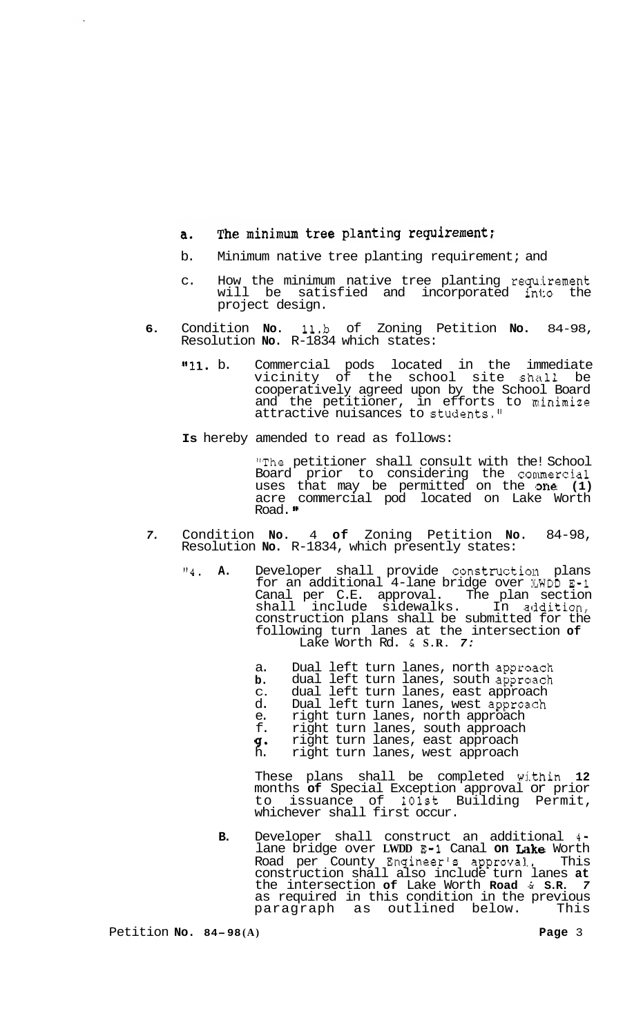a. The minimum tree planting requirement;

b. Minimum native tree planting requirement; and

c. How the minimum native tree planting requirement will be satisfied and incorporated into the project design.

**6.** Condition **No.** 11.b of Zoning Petition **No.** 84-98, Resolution **No.** R-1834 which states:

> "11. b. Commercial pods located in the immediate vicinity of the school site shall be cooperatively agreed upon by the School Board and the petitioner, in efforts to minimize students attractive nuisances to students."

**Is** hereby amended to read as follows:

> "The petitioner shall consult with the School Board prior to considering the commercial uses that may be permitted on the one **(1)** acre commercial pod located on Lake Worth Road."

***7.*** Condition **No.** 4 **of** Zoning Petition **No.** 84-98, Resolution **No.** R-1834, which presently states:

> "4. **A.** Developer shall provide construction plans for an additional 4-lane bridge over LWDD E-1 Canal per C.E. approval. The plan section shall include sidewalks. In addition, construction plans shall be submitted for the following turn lanes at the intersection **of** Lake Worth Rd. & **S.R.** *7:*
>
> a. Dual left turn lanes, north approach
> **b.** dual left turn lanes, south approach
> c. dual left turn lanes, east approach
> d. Dual left turn lanes, west approach
> e. right turn lanes, north approach
> f. right turn lanes, south approach
> **g.** right turn lanes, east approach
> h. right turn lanes, west approach
>
> These plans shall be completed within **12** months **of** Special Exception approval or prior to issuance of 101st Building Permit, whichever shall first occur.
>
> **B.** Developer shall construct an additional 4-lane bridge over **LWDD E-1** Canal **on Lake** Worth Road per County Engineer's approval. This construction shall also include turn lanes **at** the intersection **of** Lake Worth **Road** & **S.R.** *7* as required in this condition in the previous paragraph as outlined below. This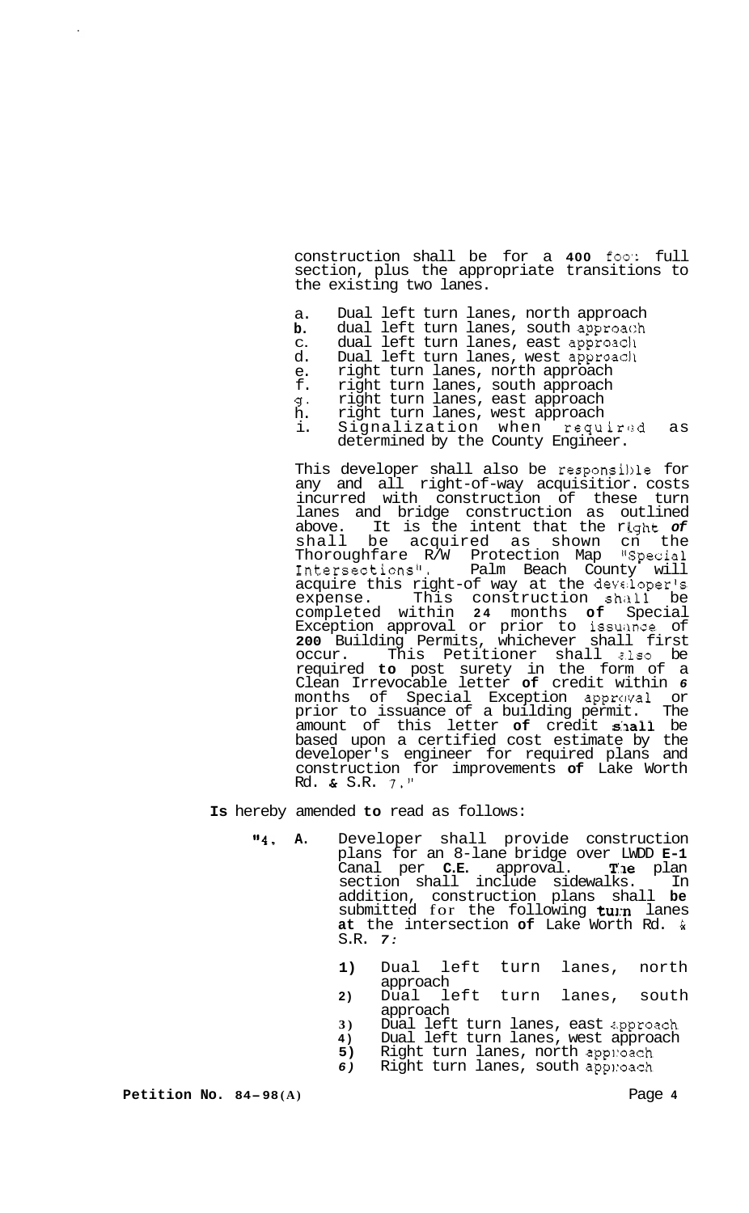construction shall be for a 400 foot full section, plus the appropriate transitions to the existing two lanes.

a. Dual left turn lanes, north approach
b. dual left turn lanes, south approach
c. dual left turn lanes, east approach
d. Dual left turn lanes, west approach
e. right turn lanes, north approach
f. right turn lanes, south approach
g. right turn lanes, east approach
h. right turn lanes, west approach
i. Signalization when required as determined by the County Engineer.

This developer shall also be responsible for any and all right-of-way acquisitior. costs incurred with construction of these turn lanes and bridge construction as outlined above. It is the intent that the right of shall be acquired as shown cn the Thoroughfare R/W Protection Map "Special Intersections". Palm Beach County will acquire this right-of way at the developer's expense. This construction shall be completed within 24 months of Special Exception approval or prior to issuance of 200 Building Permits, whichever shall first occur. This Petitioner shall also be required to post surety in the form of a Clean Irrevocable letter of credit within 6 months of Special Exception approval or prior to issuance of a building permit. The amount of this letter of credit shall be based upon a certified cost estimate by the developer's engineer for required plans and construction for improvements of Lake Worth Rd. & S.R. 7."

Is hereby amended to read as follows:

"4. A. Developer shall provide construction plans for an 8-lane bridge over LWDD E-1 Canal per C.E. approval. The plan section shall include sidewalks. In addition, construction plans shall be submitted for the following turn lanes at the intersection of Lake Worth Rd. & S.R. 7:

1) Dual left turn lanes, north approach
2) Dual left turn lanes, south approach
3) Dual left turn lanes, east approach
4) Dual left turn lanes, west approach
5) Right turn lanes, north approach
6) Right turn lanes, south approach

**Petition No. 84-98(A)**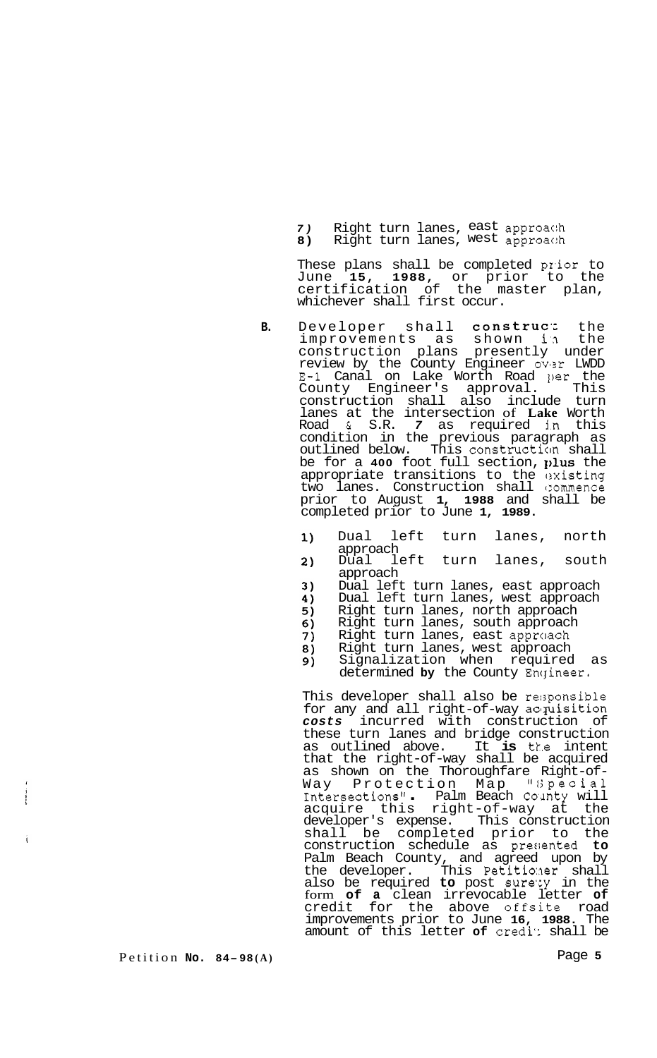7) Right turn lanes, east approach
8) Right turn lanes, west approach

These plans shall be completed prior to June **15**, **1988**, or prior to the certification of the master plan, whichever shall first occur.

**B.** Developer shall construct the improvements as shown in the construction plans presently under review by the County Engineer over LWDD E-1 Canal on Lake Worth Road per the County Engineer's approval. This construction shall also include turn lanes at the intersection of Lake Worth Road & S.R. *7* as required in this condition in the previous paragraph as outlined below. This construction shall be for a **400** foot full section, plus the appropriate transitions to the existing two lanes. Construction shall commence prior to August **1**, **1988** and shall be completed prior to June **1**, **1989**.

1) Dual left turn lanes, north approach
2) Dual left turn lanes, south approach
3) Dual left turn lanes, east approach
4) Dual left turn lanes, west approach
5) Right turn lanes, north approach
6) Right turn lanes, south approach
7) Right turn lanes, east approach
8) Right turn lanes, west approach
9) Signalization when required as determined **by** the County Engineer.

This developer shall also be responsible for any and all right-of-way acquisition ***costs*** incurred with construction of these turn lanes and bridge construction as outlined above. It **is** the intent that the right-of-way shall be acquired as shown on the Thoroughfare Right-of-Way Protection Map "Special Intersections". Palm Beach County will acquire this right-of-way at the developer's expense. This construction shall be completed prior to the construction schedule as presented **to** Palm Beach County, and agreed upon by the developer. This Petitioner shall also be required **to** post surety in the form **of a** clean irrevocable letter **of** credit for the above offsite road improvements prior to June **16**, **1988**. The amount of this letter **of** credit shall be

Petition **No. 84-98(A)**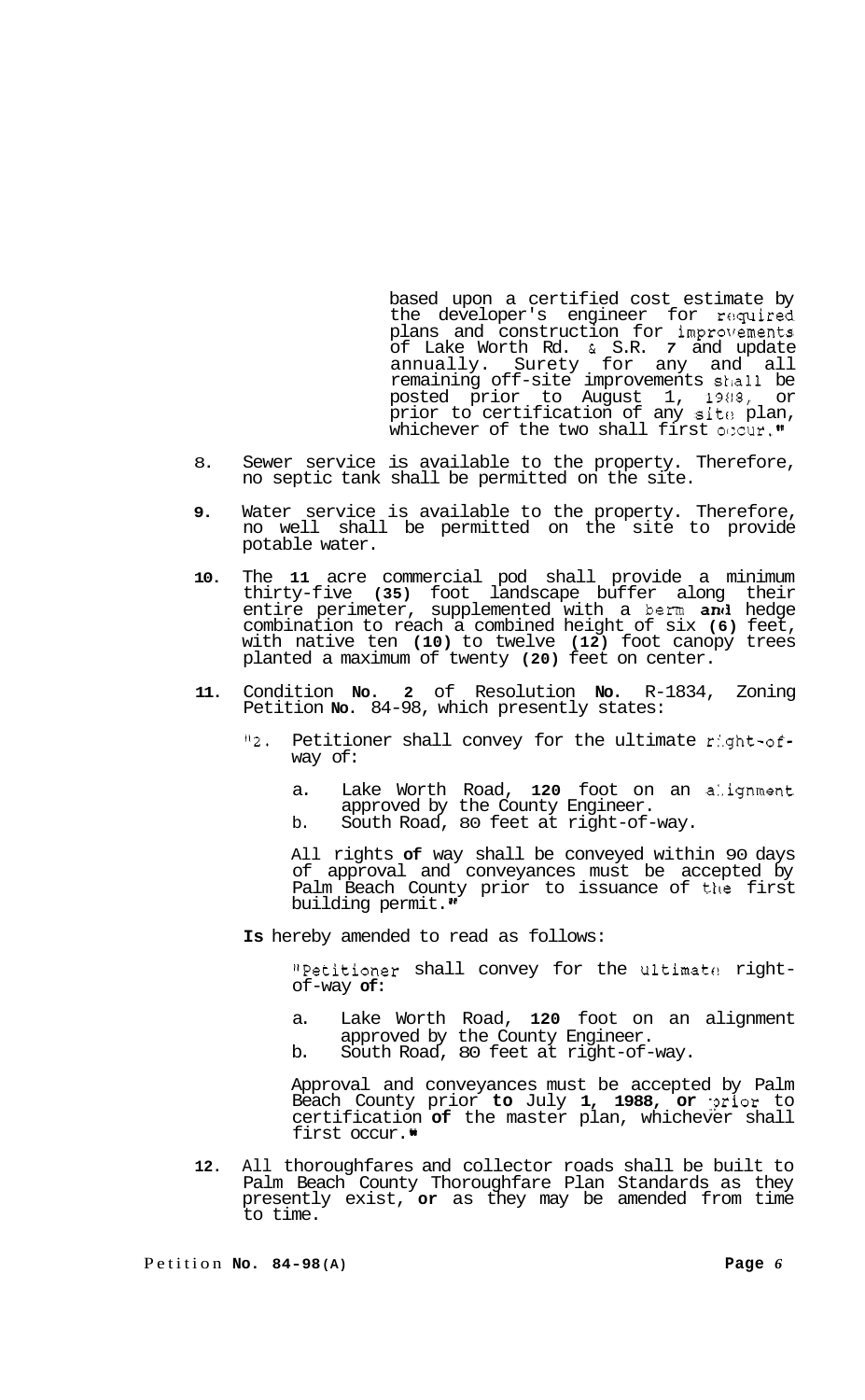based upon a certified cost estimate by the developer's engineer for required plans and construction for improvements of Lake Worth Rd. & S.R. 7 and update annually. Surety for any and all remaining off-site improvements shall be posted prior to August 1, 1988, or prior to certification of any site plan, whichever of the two shall first occur."

8. Sewer service is available to the property. Therefore, no septic tank shall be permitted on the site.

9. Water service is available to the property. Therefore, no well shall be permitted on the site to provide potable water.

10. The 11 acre commercial pod shall provide a minimum thirty-five (35) foot landscape buffer along their entire perimeter, supplemented with a berm and hedge combination to reach a combined height of six (6) feet, with native ten (10) to twelve (12) foot canopy trees planted a maximum of twenty (20) feet on center.

11. Condition No. 2 of Resolution No. R-1834, Zoning Petition No. 84-98, which presently states:

    "2. Petitioner shall convey for the ultimate right-of-way of:

    a. Lake Worth Road, 120 foot on an alignment approved by the County Engineer.
    b. South Road, 80 feet at right-of-way.

    All rights of way shall be conveyed within 90 days of approval and conveyances must be accepted by Palm Beach County prior to issuance of the first building permit."

    Is hereby amended to read as follows:

    "Petitioner shall convey for the ultimate right-of-way of:

    a. Lake Worth Road, 120 foot on an alignment approved by the County Engineer.
    b. South Road, 80 feet at right-of-way.

    Approval and conveyances must be accepted by Palm Beach County prior to July 1, 1988, or prior to certification of the master plan, whichever shall first occur."

12. All thoroughfares and collector roads shall be built to Palm Beach County Thoroughfare Plan Standards as they presently exist, or as they may be amended from time to time.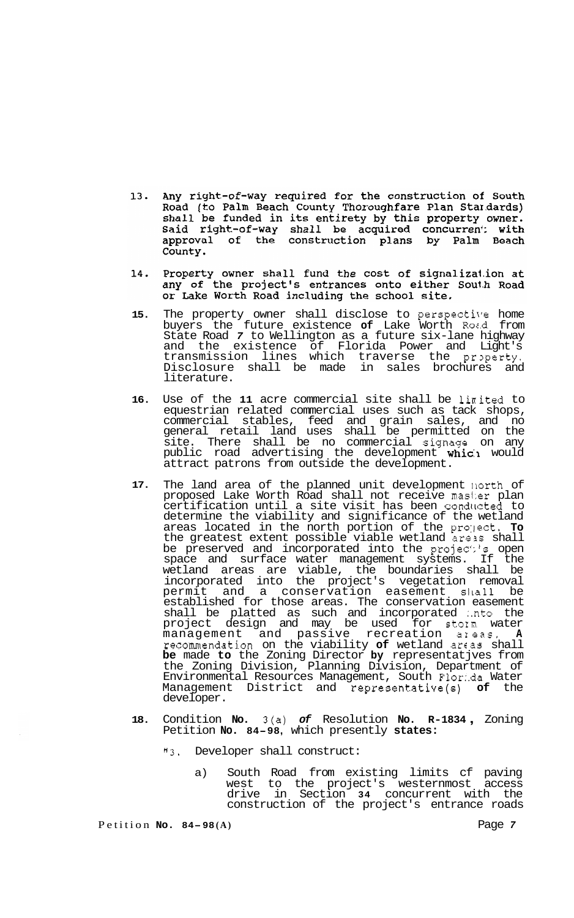13. Any right-of-way required for the construction of South Road (to Palm Beach County Thoroughfare Plan Standards) shall be funded in its entirety by this property owner. Said right-of-way shall be acquired concurrent with approval of the construction plans by Palm Beach County.

14. Property owner shall fund the cost of signalization at any of the project's entrances onto either South Road or Lake Worth Road including the school site.

15. The property owner shall disclose to perspective home buyers the future existence of Lake Worth Road from State Road 7 to Wellington as a future six-lane highway and the existence of Florida Power and Light's transmission lines which traverse the property. Disclosure shall be made in sales brochures and literature.

16. Use of the 11 acre commercial site shall be limited to equestrian related commercial uses such as tack shops, commercial stables, feed and grain sales, and no general retail land uses shall be permitted on the site. There shall be no commercial signage on any public road advertising the development which would attract patrons from outside the development.

17. The land area of the planned unit development north of proposed Lake Worth Road shall not receive master plan certification until a site visit has been conducted to determine the viability and significance of the wetland areas located in the north portion of the project. To the greatest extent possible viable wetland areas shall be preserved and incorporated into the project's open space and surface water management systems. If the wetland areas are viable, the boundaries shall be incorporated into the project's vegetation removal permit and a conservation easement shall be established for those areas. The conservation easement shall be platted as such and incorporated into the project design and may be used for storm water management and passive recreation areas. A recommendation on the viability of wetland areas shall be made to the Zoning Director by representatives from the Zoning Division, Planning Division, Department of Environmental Resources Management, South Florida Water Management District and representative(s) of the developer.

18. Condition No. 3(a) of Resolution No. R-1834, Zoning Petition No. 84-98, which presently states:

    "3. Developer shall construct:

    a) South Road from existing limits of paving west to the project's westernmost access drive in Section 34 concurrent with the construction of the project's entrance roads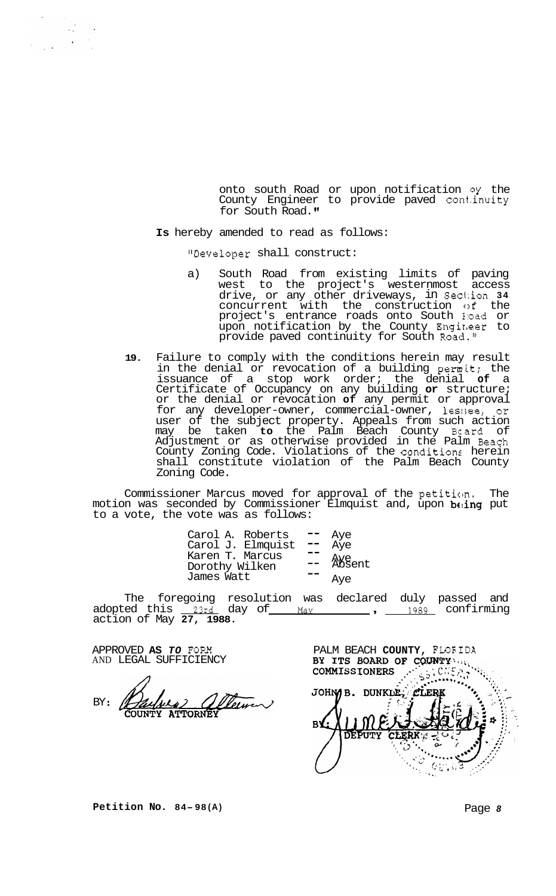onto south Road or upon notification by the County Engineer to provide paved continuity for South Road."

**Is** hereby amended to read as follows:

"Developer shall construct:

a) South Road from existing limits of paving west to the project's westernmost access drive, or any other driveways, in Section **34** concurrent with the construction of the project's entrance roads onto South Road or upon notification by the County Engineer to provide paved continuity for South Road."

**19**. Failure to comply with the conditions herein may result in the denial or revocation of a building permit; the issuance of a stop work order; the denial **of** a Certificate of Occupancy on any building **or** structure; or the denial or revocation **of** any permit or approval for any developer-owner, commercial-owner, lessee, or user of the subject property. Appeals from such action may be taken **to** the Palm Beach County Board of Adjustment or as otherwise provided in the Palm Beach County Zoning Code. Violations of the conditions herein shall constitute violation of the Palm Beach County Zoning Code.

Commissioner Marcus moved for approval of the petition. The motion was seconded by Commissioner Elmquist and, upon being put to a vote, the vote was as follows:

| | | |
|---|---|---|
| Carol A. Roberts | -- | Aye |
| Carol J. Elmquist | -- | Aye |
| Karen T. Marcus | -- | Aye |
| Dorothy Wilken | -- | Absent |
| James Watt | -- | Aye |

The foregoing resolution was declared duly passed and adopted this 23rd day of May, 1989 confirming action of May **27, 1988**.

APPROVED **AS TO** FORM
AND LEGAL SUFFICIENCY

BY: COUNTY ATTORNEY

PALM BEACH **COUNTY,** FLORIDA
**BY ITS BOARD OF COUNTY COMMISSIONERS**

**JOHN B. DUNKLE, CLERK**

**BY: DEPUTY CLERK**

**Petition No. 84-98(A)**